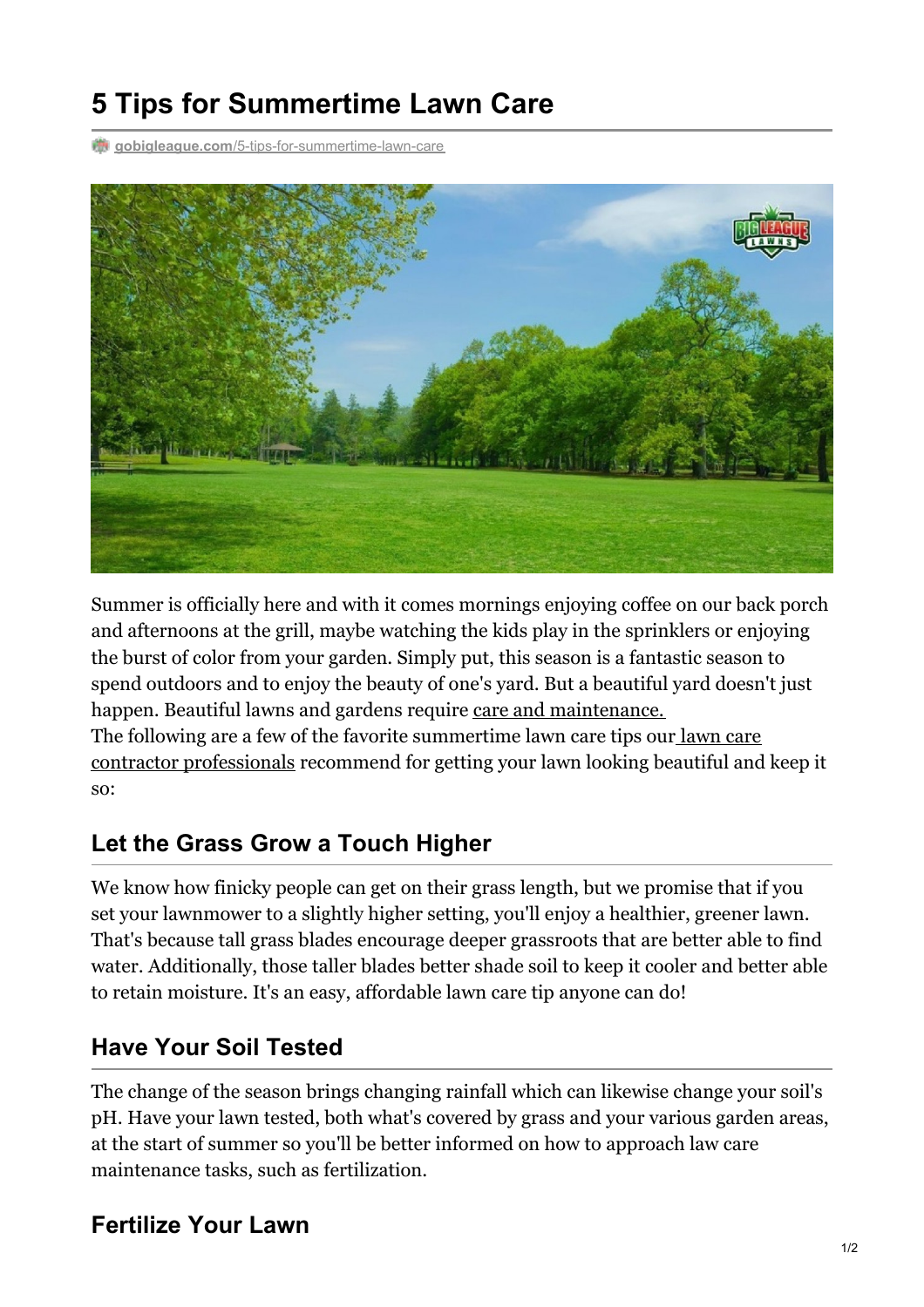# 5 Tips for Summertime Lawn Care

gobigleague.com/5-tips-for-summertime-lawn-care

Summer is officially here and with it comes mornings enjoying coffee on our back porch and afternoons at the grill, maybe watching the kids play in the sprinklers or enjoying the burst of color from your garden. Simply put, this season is a fantastic season to spend outdoors and to enjoy the beauty of one's yard. But a beautiful yard doesn't just happen. Beautiful lawns and gardens require care and maintenance.
The following are a few of the favorite summertime lawn care tips our lawn care contractor professionals recommend for getting your lawn looking beautiful and keep it so:

## Let the Grass Grow a Touch Higher

We know how finicky people can get on their grass length, but we promise that if you set your lawnmower to a slightly higher setting, you'll enjoy a healthier, greener lawn. That's because tall grass blades encourage deeper grassroots that are better able to find water. Additionally, those taller blades better shade soil to keep it cooler and better able to retain moisture. It's an easy, affordable lawn care tip anyone can do!

## Have Your Soil Tested

The change of the season brings changing rainfall which can likewise change your soil's pH. Have your lawn tested, both what's covered by grass and your various garden areas, at the start of summer so you'll be better informed on how to approach law care maintenance tasks, such as fertilization.

## Fertilize Your Lawn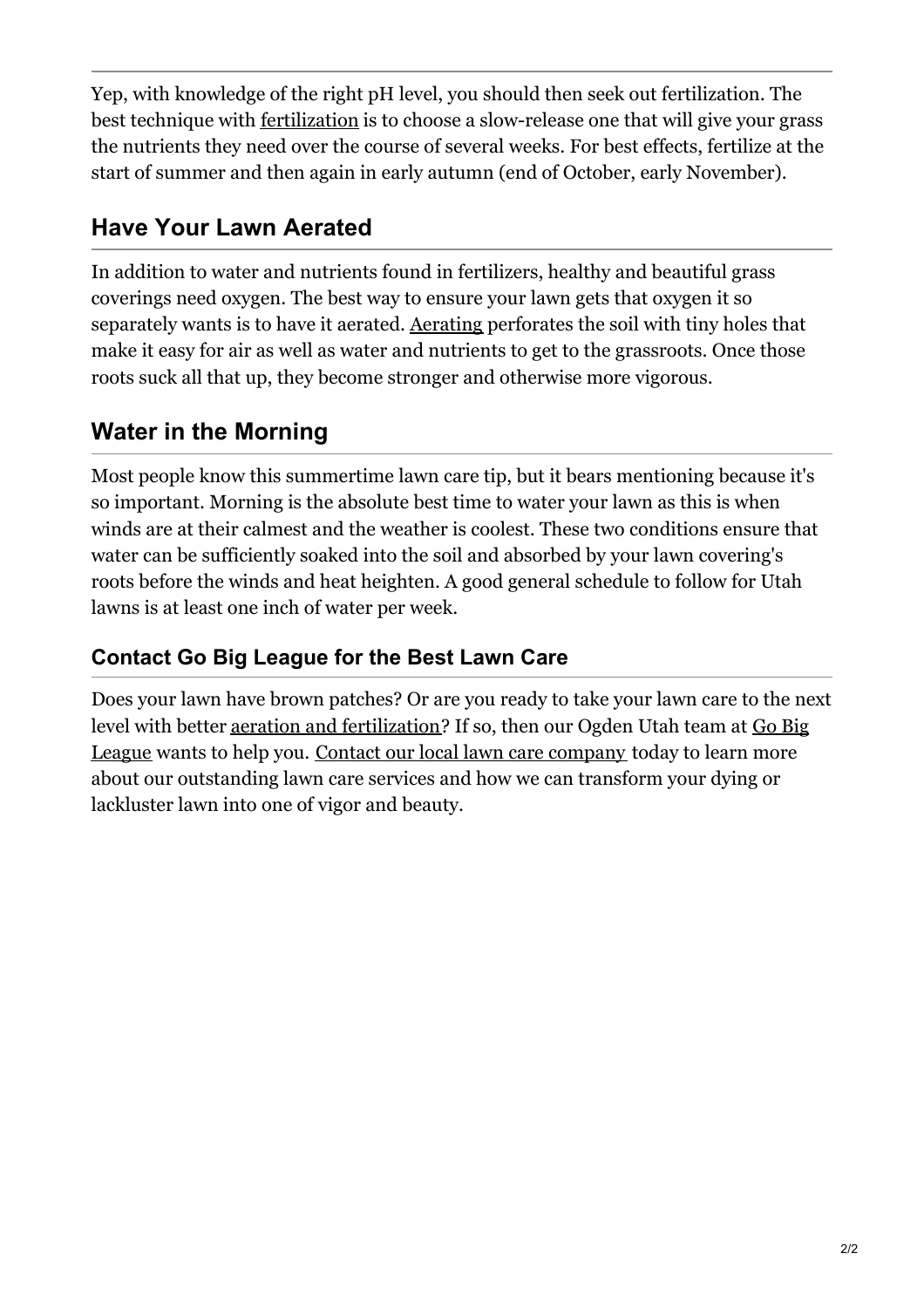Yep, with knowledge of the right pH level, you should then seek out fertilization. The best technique with fertilization is to choose a slow-release one that will give your grass the nutrients they need over the course of several weeks. For best effects, fertilize at the start of summer and then again in early autumn (end of October, early November).

## Have Your Lawn Aerated

In addition to water and nutrients found in fertilizers, healthy and beautiful grass coverings need oxygen. The best way to ensure your lawn gets that oxygen it so separately wants is to have it aerated. Aerating perforates the soil with tiny holes that make it easy for air as well as water and nutrients to get to the grassroots. Once those roots suck all that up, they become stronger and otherwise more vigorous.

## Water in the Morning

Most people know this summertime lawn care tip, but it bears mentioning because it's so important. Morning is the absolute best time to water your lawn as this is when winds are at their calmest and the weather is coolest. These two conditions ensure that water can be sufficiently soaked into the soil and absorbed by your lawn covering's roots before the winds and heat heighten. A good general schedule to follow for Utah lawns is at least one inch of water per week.

### Contact Go Big League for the Best Lawn Care

Does your lawn have brown patches? Or are you ready to take your lawn care to the next level with better aeration and fertilization? If so, then our Ogden Utah team at Go Big League wants to help you. Contact our local lawn care company today to learn more about our outstanding lawn care services and how we can transform your dying or lackluster lawn into one of vigor and beauty.